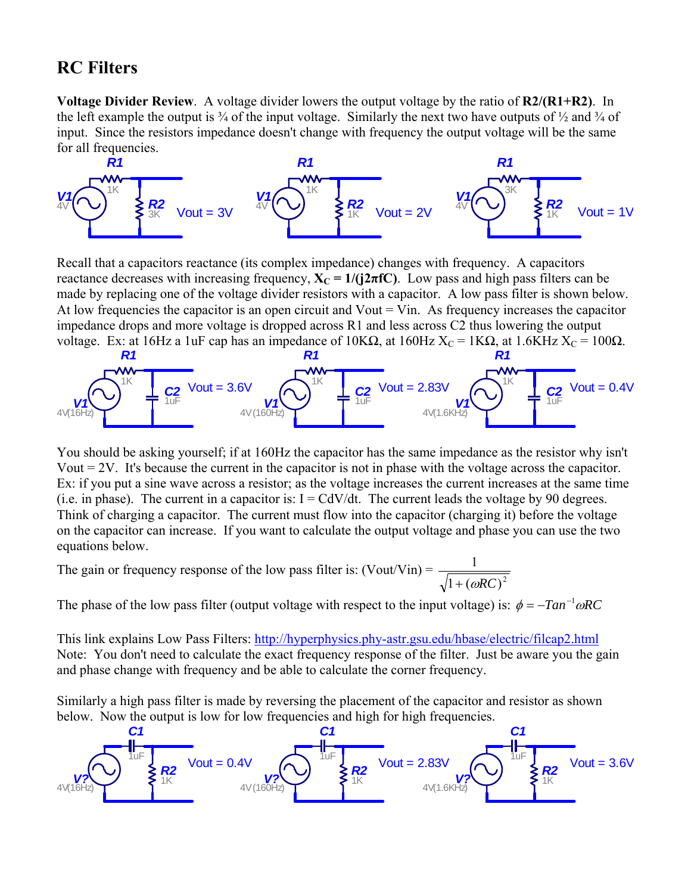# RC Filters

**Voltage Divider Review**. A voltage divider lowers the output voltage by the ratio of **R2/(R1+R2)**. In the left example the output is ¾ of the input voltage. Similarly the next two have outputs of ½ and ¾ of input. Since the resistors impedance doesn't change with frequency the output voltage will be the same for all frequencies.

R1 1K, V1 4V, R2 3K, Vout = 3V | R1 1K, V1 4V, R2 1K, Vout = 2V | R1 3K, V1 4V, R2 1K, Vout = 1V

Recall that a capacitors reactance (its complex impedance) changes with frequency. A capacitors reactance decreases with increasing frequency, $\mathbf{X_C = 1/(j2\pi fC)}$. Low pass and high pass filters can be made by replacing one of the voltage divider resistors with a capacitor. A low pass filter is shown below. At low frequencies the capacitor is an open circuit and Vout = Vin. As frequency increases the capacitor impedance drops and more voltage is dropped across R1 and less across C2 thus lowering the output voltage. Ex: at 16Hz a 1uF cap has an impedance of 10KΩ, at 160Hz $X_C$ = 1KΩ, at 1.6KHz $X_C$ = 100Ω.

R1 1K, V1 4V(16Hz), C2 1uF, Vout = 3.6V | R1 1K, V1 4V(160Hz), C2 1uF, Vout = 2.83V | R1 1K, V1 4V(1.6KHz), C2 1uF, Vout = 0.4V

You should be asking yourself; if at 160Hz the capacitor has the same impedance as the resistor why isn't Vout = 2V. It's because the current in the capacitor is not in phase with the voltage across the capacitor. Ex: if you put a sine wave across a resistor; as the voltage increases the current increases at the same time (i.e. in phase). The current in a capacitor is: I = CdV/dt. The current leads the voltage by 90 degrees. Think of charging a capacitor. The current must flow into the capacitor (charging it) before the voltage on the capacitor can increase. If you want to calculate the output voltage and phase you can use the two equations below.

The gain or frequency response of the low pass filter is: (Vout/Vin) = $\dfrac{1}{\sqrt{1+(\omega RC)^2}}$

The phase of the low pass filter (output voltage with respect to the input voltage) is: $\phi = -Tan^{-1}\omega RC$

This link explains Low Pass Filters: http://hyperphysics.phy-astr.gsu.edu/hbase/electric/filcap2.html
Note: You don't need to calculate the exact frequency response of the filter. Just be aware you the gain and phase change with frequency and be able to calculate the corner frequency.

Similarly a high pass filter is made by reversing the placement of the capacitor and resistor as shown below. Now the output is low for low frequencies and high for high frequencies.

C1 1uF, V? 4V(16Hz), R2 1K, Vout = 0.4V | C1 1uF, V? 4V(160Hz), R2 1K, Vout = 2.83V | C1 1uF, V? 4V(1.6KHz), R2 1K, Vout = 3.6V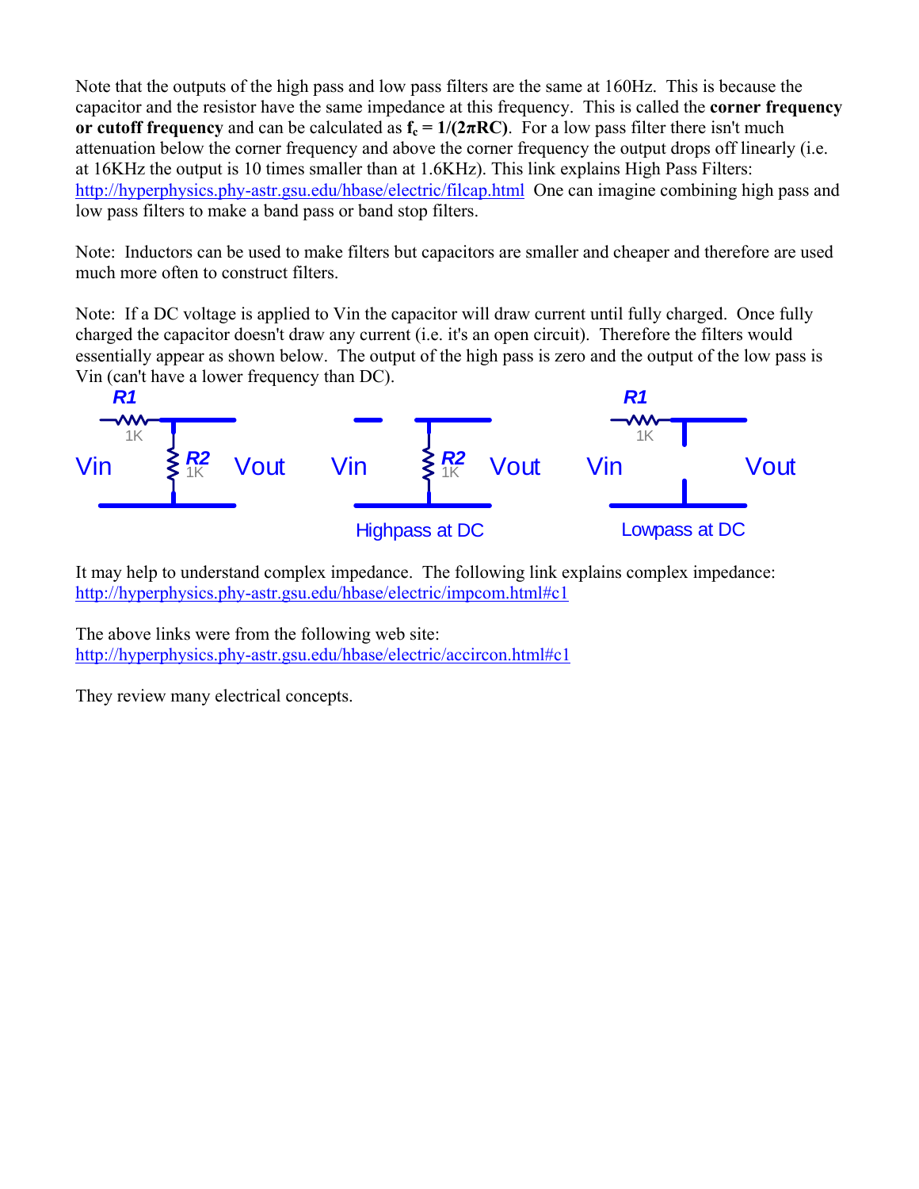Note that the outputs of the high pass and low pass filters are the same at 160Hz. This is because the capacitor and the resistor have the same impedance at this frequency. This is called the **corner frequency or cutoff frequency** and can be calculated as $\mathbf{f_c = 1/(2\pi RC)}$. For a low pass filter there isn't much attenuation below the corner frequency and above the corner frequency the output drops off linearly (i.e. at 16KHz the output is 10 times smaller than at 1.6KHz). This link explains High Pass Filters: http://hyperphysics.phy-astr.gsu.edu/hbase/electric/filcap.html One can imagine combining high pass and low pass filters to make a band pass or band stop filters.

Note: Inductors can be used to make filters but capacitors are smaller and cheaper and therefore are used much more often to construct filters.

Note: If a DC voltage is applied to Vin the capacitor will draw current until fully charged. Once fully charged the capacitor doesn't draw any current (i.e. it's an open circuit). Therefore the filters would essentially appear as shown below. The output of the high pass is zero and the output of the low pass is Vin (can't have a lower frequency than DC).

R1
1K
Vin
R2
1K
Vout

Vin
R2
1K
Vout
Highpass at DC

R1
1K
Vin
Vout
Lowpass at DC

It may help to understand complex impedance. The following link explains complex impedance: http://hyperphysics.phy-astr.gsu.edu/hbase/electric/impcom.html#c1

The above links were from the following web site: http://hyperphysics.phy-astr.gsu.edu/hbase/electric/accircon.html#c1

They review many electrical concepts.